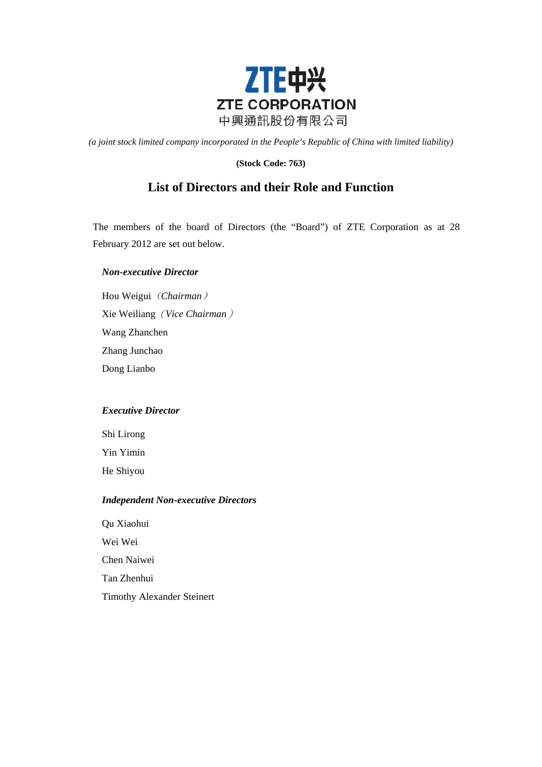**ZTE中兴**

**ZTE CORPORATION**

中興通訊股份有限公司

*(a joint stock limited company incorporated in the People's Republic of China with limited liability)*

**(Stock Code: 763)**

# List of Directors and their Role and Function

The members of the board of Directors (the "Board") of ZTE Corporation as at 28 February 2012 are set out below.

***Non-executive Director***

Hou Weigui（*Chairman*）

Xie Weiliang（*Vice Chairman*）

Wang Zhanchen

Zhang Junchao

Dong Lianbo

***Executive Director***

Shi Lirong

Yin Yimin

He Shiyou

***Independent Non-executive Directors***

Qu Xiaohui

Wei Wei

Chen Naiwei

Tan Zhenhui

Timothy Alexander Steinert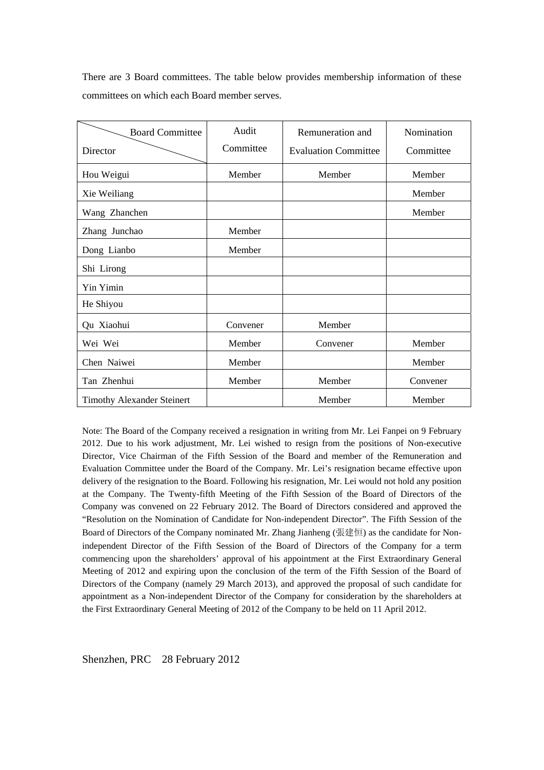There are 3 Board committees. The table below provides membership information of these committees on which each Board member serves.

| Board Committee / Director | Audit Committee | Remuneration and Evaluation Committee | Nomination Committee |
|---|---|---|---|
| Hou Weigui | Member | Member | Member |
| Xie Weiliang | | | Member |
| Wang Zhanchen | | | Member |
| Zhang Junchao | Member | | |
| Dong Lianbo | Member | | |
| Shi Lirong | | | |
| Yin Yimin | | | |
| He Shiyou | | | |
| Qu Xiaohui | Convener | Member | |
| Wei Wei | Member | Convener | Member |
| Chen Naiwei | Member | | Member |
| Tan Zhenhui | Member | Member | Convener |
| Timothy Alexander Steinert | | Member | Member |

Note: The Board of the Company received a resignation in writing from Mr. Lei Fanpei on 9 February 2012. Due to his work adjustment, Mr. Lei wished to resign from the positions of Non-executive Director, Vice Chairman of the Fifth Session of the Board and member of the Remuneration and Evaluation Committee under the Board of the Company. Mr. Lei's resignation became effective upon delivery of the resignation to the Board. Following his resignation, Mr. Lei would not hold any position at the Company. The Twenty-fifth Meeting of the Fifth Session of the Board of Directors of the Company was convened on 22 February 2012. The Board of Directors considered and approved the "Resolution on the Nomination of Candidate for Non-independent Director". The Fifth Session of the Board of Directors of the Company nominated Mr. Zhang Jianheng (張建恒) as the candidate for Non-independent Director of the Fifth Session of the Board of Directors of the Company for a term commencing upon the shareholders' approval of his appointment at the First Extraordinary General Meeting of 2012 and expiring upon the conclusion of the term of the Fifth Session of the Board of Directors of the Company (namely 29 March 2013), and approved the proposal of such candidate for appointment as a Non-independent Director of the Company for consideration by the shareholders at the First Extraordinary General Meeting of 2012 of the Company to be held on 11 April 2012.

Shenzhen, PRC 28 February 2012